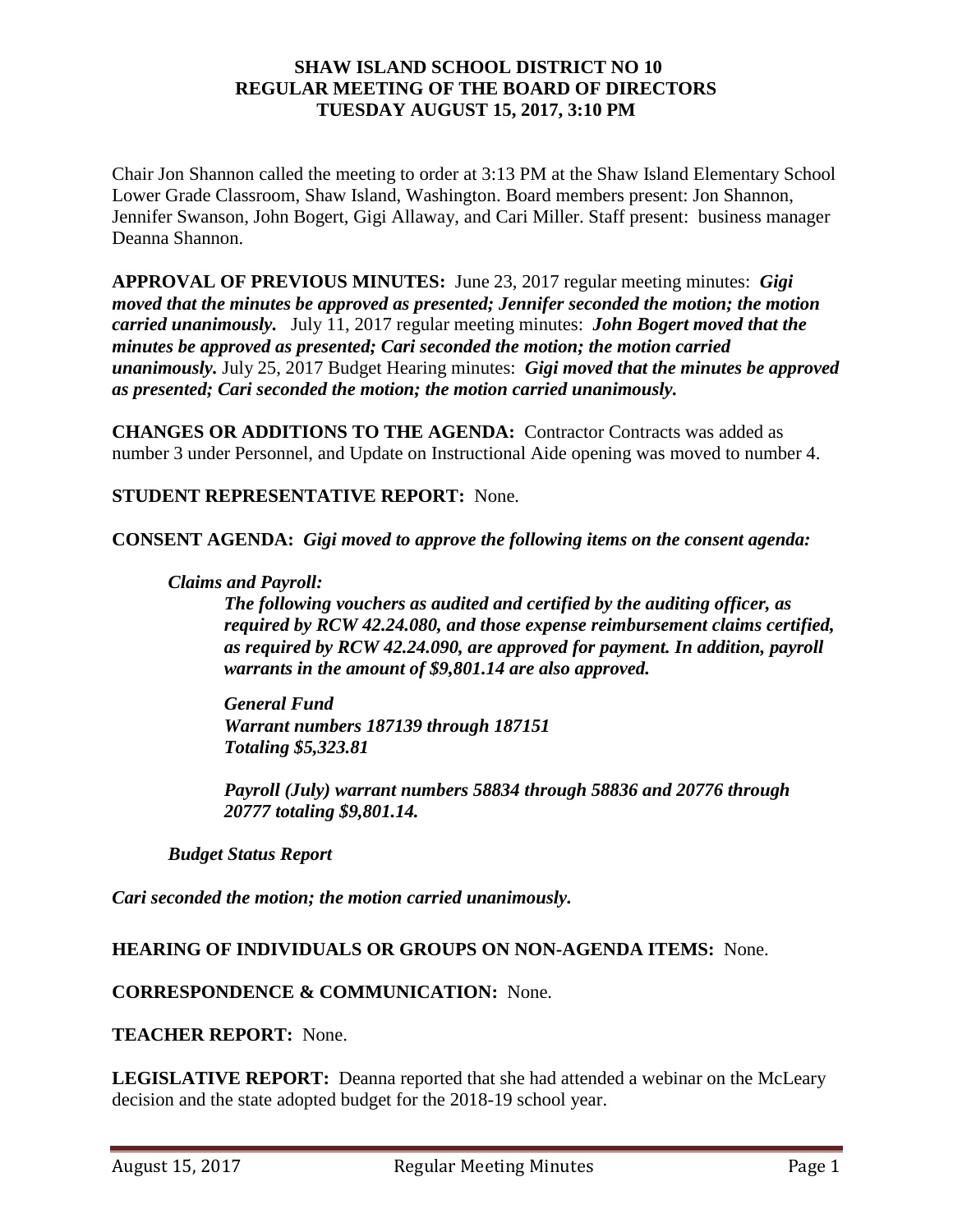**SHAW ISLAND SCHOOL DISTRICT NO 10**
**REGULAR MEETING OF THE BOARD OF DIRECTORS**
**TUESDAY AUGUST 15, 2017, 3:10 PM**

Chair Jon Shannon called the meeting to order at 3:13 PM at the Shaw Island Elementary School Lower Grade Classroom, Shaw Island, Washington. Board members present: Jon Shannon, Jennifer Swanson, John Bogert, Gigi Allaway, and Cari Miller. Staff present: business manager Deanna Shannon.

**APPROVAL OF PREVIOUS MINUTES:** June 23, 2017 regular meeting minutes: ***Gigi moved that the minutes be approved as presented; Jennifer seconded the motion; the motion carried unanimously.*** July 11, 2017 regular meeting minutes: ***John Bogert moved that the minutes be approved as presented; Cari seconded the motion; the motion carried unanimously.*** July 25, 2017 Budget Hearing minutes: ***Gigi moved that the minutes be approved as presented; Cari seconded the motion; the motion carried unanimously.***

**CHANGES OR ADDITIONS TO THE AGENDA:** Contractor Contracts was added as number 3 under Personnel, and Update on Instructional Aide opening was moved to number 4.

**STUDENT REPRESENTATIVE REPORT:** None.

**CONSENT AGENDA:** ***Gigi moved to approve the following items on the consent agenda:***

***Claims and Payroll:***

***The following vouchers as audited and certified by the auditing officer, as required by RCW 42.24.080, and those expense reimbursement claims certified, as required by RCW 42.24.090, are approved for payment. In addition, payroll warrants in the amount of $9,801.14 are also approved.***

***General Fund***
***Warrant numbers 187139 through 187151***
***Totaling $5,323.81***

***Payroll (July) warrant numbers 58834 through 58836 and 20776 through 20777 totaling $9,801.14.***

***Budget Status Report***

***Cari seconded the motion; the motion carried unanimously.***

**HEARING OF INDIVIDUALS OR GROUPS ON NON-AGENDA ITEMS:** None.

**CORRESPONDENCE & COMMUNICATION:** None.

**TEACHER REPORT:** None.

**LEGISLATIVE REPORT:** Deanna reported that she had attended a webinar on the McLeary decision and the state adopted budget for the 2018-19 school year.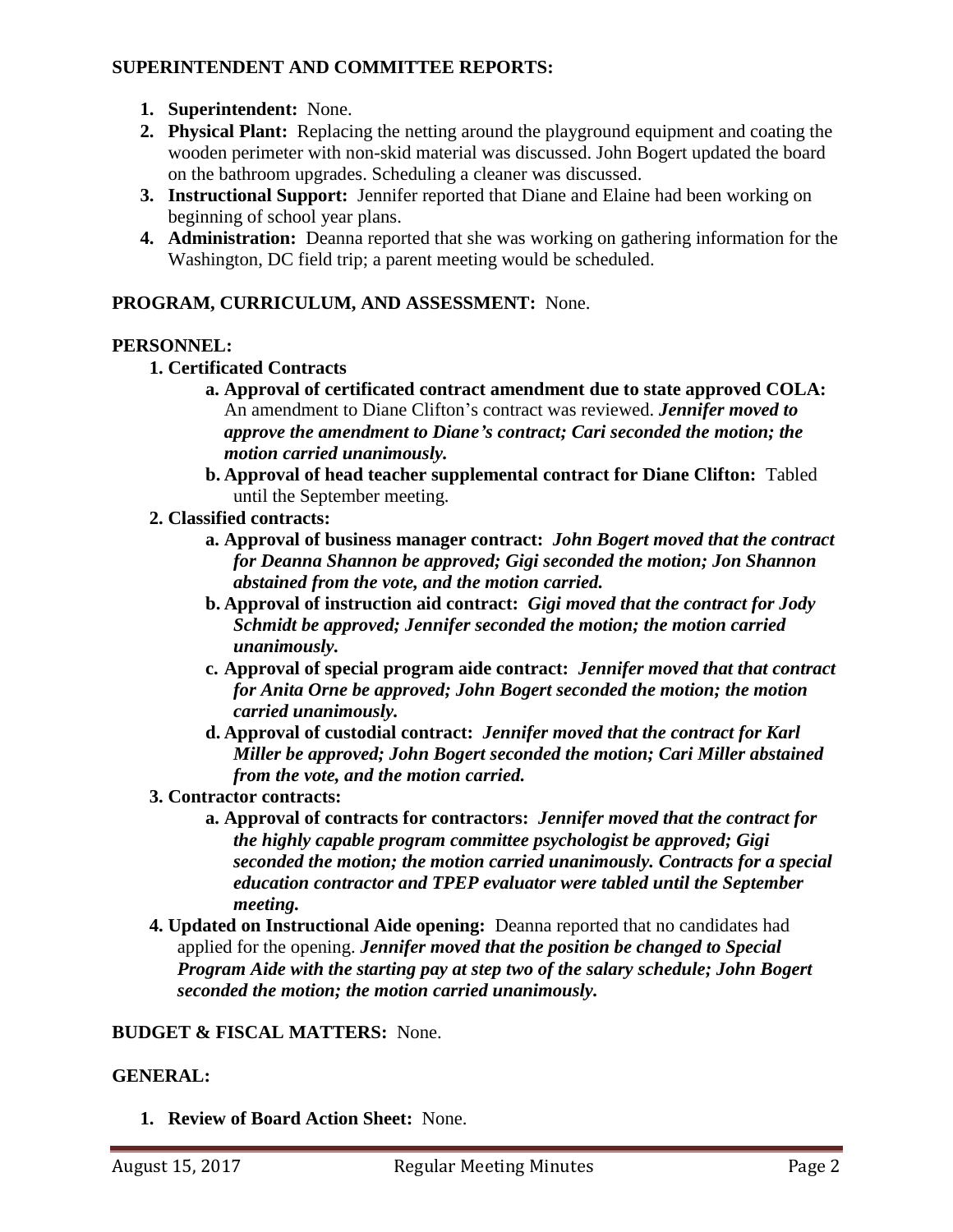**SUPERINTENDENT AND COMMITTEE REPORTS:**

1. **Superintendent:** None.
2. **Physical Plant:** Replacing the netting around the playground equipment and coating the wooden perimeter with non-skid material was discussed. John Bogert updated the board on the bathroom upgrades. Scheduling a cleaner was discussed.
3. **Instructional Support:** Jennifer reported that Diane and Elaine had been working on beginning of school year plans.
4. **Administration:** Deanna reported that she was working on gathering information for the Washington, DC field trip; a parent meeting would be scheduled.

**PROGRAM, CURRICULUM, AND ASSESSMENT:** None.

**PERSONNEL:**

1. **Certificated Contracts**
   a. **Approval of certificated contract amendment due to state approved COLA:** An amendment to Diane Clifton's contract was reviewed. ***Jennifer moved to approve the amendment to Diane's contract; Cari seconded the motion; the motion carried unanimously.***
   b. **Approval of head teacher supplemental contract for Diane Clifton:** Tabled until the September meeting.
2. **Classified contracts:**
   a. **Approval of business manager contract:** ***John Bogert moved that the contract for Deanna Shannon be approved; Gigi seconded the motion; Jon Shannon abstained from the vote, and the motion carried.***
   b. **Approval of instruction aid contract:** ***Gigi moved that the contract for Jody Schmidt be approved; Jennifer seconded the motion; the motion carried unanimously.***
   c. **Approval of special program aide contract:** ***Jennifer moved that that contract for Anita Orne be approved; John Bogert seconded the motion; the motion carried unanimously.***
   d. **Approval of custodial contract:** ***Jennifer moved that the contract for Karl Miller be approved; John Bogert seconded the motion; Cari Miller abstained from the vote, and the motion carried.***
3. **Contractor contracts:**
   a. **Approval of contracts for contractors:** ***Jennifer moved that the contract for the highly capable program committee psychologist be approved; Gigi seconded the motion; the motion carried unanimously. Contracts for a special education contractor and TPEP evaluator were tabled until the September meeting.***
4. **Updated on Instructional Aide opening:** Deanna reported that no candidates had applied for the opening. ***Jennifer moved that the position be changed to Special Program Aide with the starting pay at step two of the salary schedule; John Bogert seconded the motion; the motion carried unanimously.***

**BUDGET & FISCAL MATTERS:** None.

**GENERAL:**

1. **Review of Board Action Sheet:** None.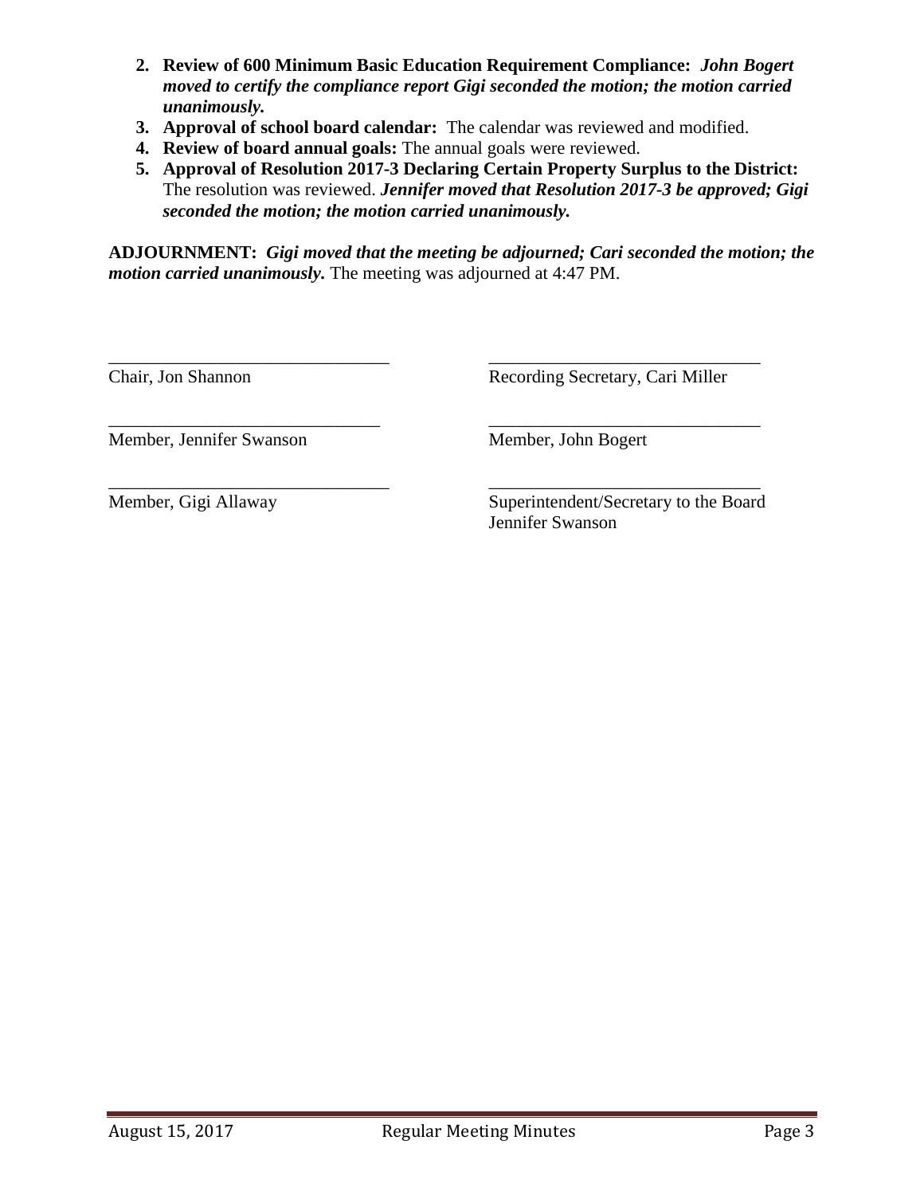2. **Review of 600 Minimum Basic Education Requirement Compliance:** ***John Bogert moved to certify the compliance report Gigi seconded the motion; the motion carried unanimously.***
3. **Approval of school board calendar:** The calendar was reviewed and modified.
4. **Review of board annual goals:** The annual goals were reviewed.
5. **Approval of Resolution 2017-3 Declaring Certain Property Surplus to the District:** The resolution was reviewed. ***Jennifer moved that Resolution 2017-3 be approved; Gigi seconded the motion; the motion carried unanimously.***

**ADJOURNMENT:** ***Gigi moved that the meeting be adjourned; Cari seconded the motion; the motion carried unanimously.*** The meeting was adjourned at 4:47 PM.

| | |
|---|---|
| ______________________________ | ______________________________ |
| Chair, Jon Shannon | Recording Secretary, Cari Miller |
| ______________________________ | ______________________________ |
| Member, Jennifer Swanson | Member, John Bogert |
| ______________________________ | ______________________________ |
| Member, Gigi Allaway | Superintendent/Secretary to the Board Jennifer Swanson |